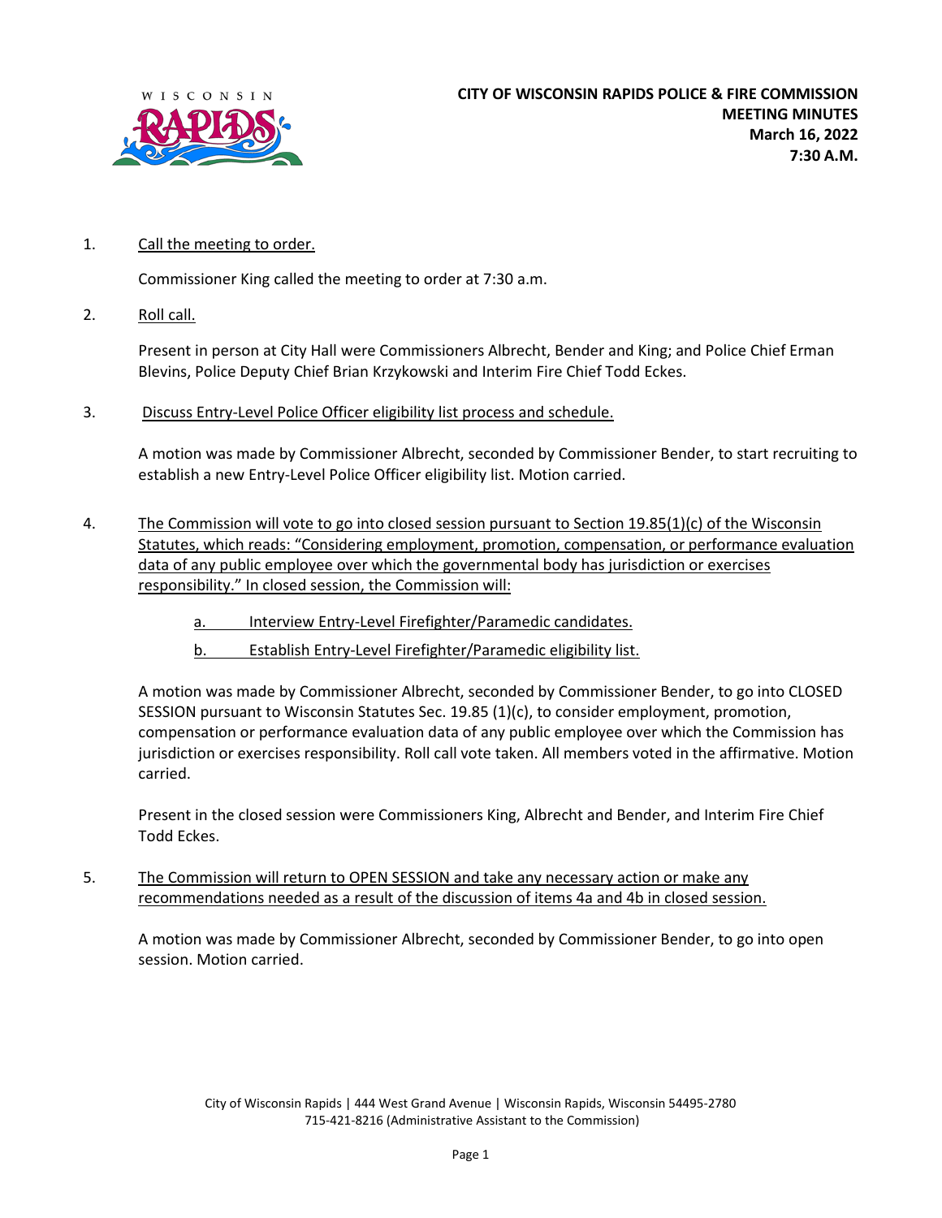**CITY OF WISCONSIN RAPIDS POLICE & FIRE COMMISSION**
**MEETING MINUTES**
**March 16, 2022**
**7:30 A.M.**

1. Call the meeting to order.

   Commissioner King called the meeting to order at 7:30 a.m.

2. Roll call.

   Present in person at City Hall were Commissioners Albrecht, Bender and King; and Police Chief Erman Blevins, Police Deputy Chief Brian Krzykowski and Interim Fire Chief Todd Eckes.

3. Discuss Entry-Level Police Officer eligibility list process and schedule.

   A motion was made by Commissioner Albrecht, seconded by Commissioner Bender, to start recruiting to establish a new Entry-Level Police Officer eligibility list. Motion carried.

4. The Commission will vote to go into closed session pursuant to Section 19.85(1)(c) of the Wisconsin Statutes, which reads: "Considering employment, promotion, compensation, or performance evaluation data of any public employee over which the governmental body has jurisdiction or exercises responsibility." In closed session, the Commission will:

   a. Interview Entry-Level Firefighter/Paramedic candidates.

   b. Establish Entry-Level Firefighter/Paramedic eligibility list.

   A motion was made by Commissioner Albrecht, seconded by Commissioner Bender, to go into CLOSED SESSION pursuant to Wisconsin Statutes Sec. 19.85 (1)(c), to consider employment, promotion, compensation or performance evaluation data of any public employee over which the Commission has jurisdiction or exercises responsibility. Roll call vote taken. All members voted in the affirmative. Motion carried.

   Present in the closed session were Commissioners King, Albrecht and Bender, and Interim Fire Chief Todd Eckes.

5. The Commission will return to OPEN SESSION and take any necessary action or make any recommendations needed as a result of the discussion of items 4a and 4b in closed session.

   A motion was made by Commissioner Albrecht, seconded by Commissioner Bender, to go into open session. Motion carried.

City of Wisconsin Rapids | 444 West Grand Avenue | Wisconsin Rapids, Wisconsin 54495-2780
715-421-8216 (Administrative Assistant to the Commission)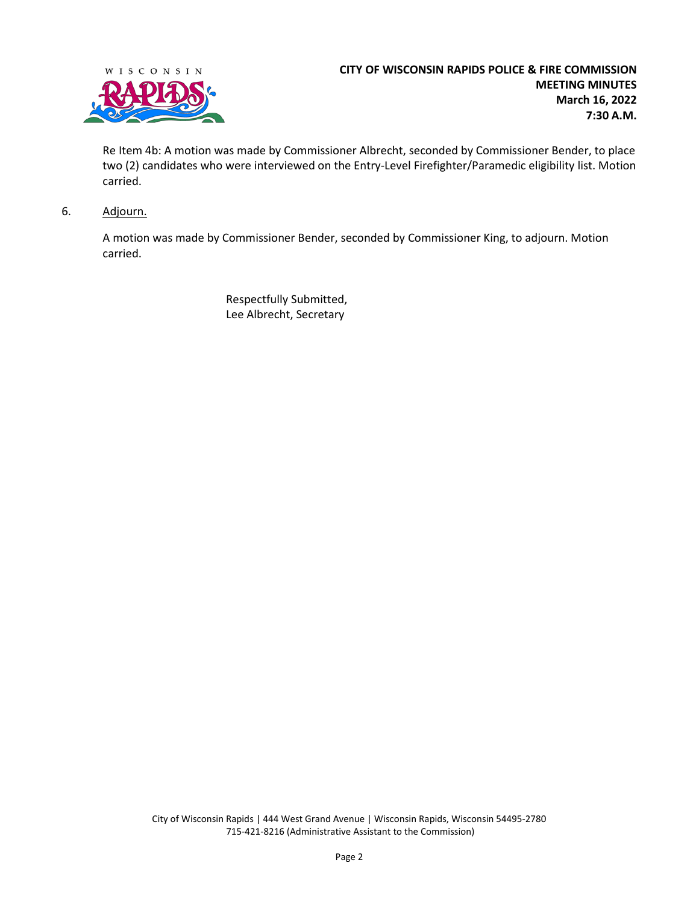Re Item 4b: A motion was made by Commissioner Albrecht, seconded by Commissioner Bender, to place two (2) candidates who were interviewed on the Entry-Level Firefighter/Paramedic eligibility list. Motion carried.

6. Adjourn.

A motion was made by Commissioner Bender, seconded by Commissioner King, to adjourn. Motion carried.

Respectfully Submitted,
Lee Albrecht, Secretary

City of Wisconsin Rapids | 444 West Grand Avenue | Wisconsin Rapids, Wisconsin 54495-2780
715-421-8216 (Administrative Assistant to the Commission)